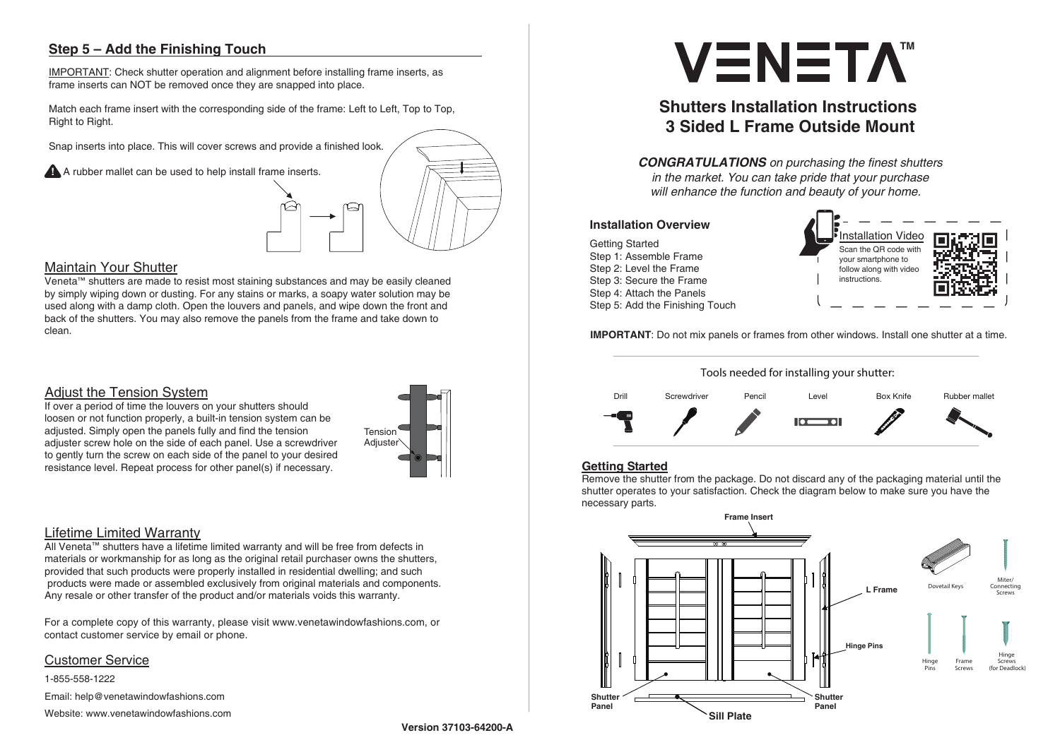## Step 5 – Add the Finishing Touch

IMPORTANT: Check shutter operation and alignment before installing frame inserts, as frame inserts can NOT be removed once they are snapped into place.

Match each frame insert with the corresponding side of the frame: Left to Left, Top to Top, Right to Right.

Snap inserts into place. This will cover screws and provide a finished look.

⚠ A rubber mallet can be used to help install frame inserts.

## Maintain Your Shutter

Veneta™ shutters are made to resist most staining substances and may be easily cleaned by simply wiping down or dusting. For any stains or marks, a soapy water solution may be used along with a damp cloth. Open the louvers and panels, and wipe down the front and back of the shutters. You may also remove the panels from the frame and take down to clean.

## Adjust the Tension System

If over a period of time the louvers on your shutters should loosen or not function properly, a built-in tension system can be adjusted. Simply open the panels fully and find the tension adjuster screw hole on the side of each panel. Use a screwdriver to gently turn the screw on each side of the panel to your desired resistance level. Repeat process for other panel(s) if necessary.

Tension Adjuster

## Lifetime Limited Warranty

All Veneta™ shutters have a lifetime limited warranty and will be free from defects in materials or workmanship for as long as the original retail purchaser owns the shutters, provided that such products were properly installed in residential dwelling; and such products were made or assembled exclusively from original materials and components. Any resale or other transfer of the product and/or materials voids this warranty.

For a complete copy of this warranty, please visit www.venetawindowfashions.com, or contact customer service by email or phone.

## Customer Service

1-855-558-1222

Email: help@venetawindowfashions.com

Website: www.venetawindowfashions.com

Version 37103-64200-A

# VENETA™

## Shutters Installation Instructions
## 3 Sided L Frame Outside Mount

***CONGRATULATIONS** on purchasing the finest shutters in the market. You can take pride that your purchase will enhance the function and beauty of your home.*

### Installation Overview

- Getting Started
- Step 1: Assemble Frame
- Step 2: Level the Frame
- Step 3: Secure the Frame
- Step 4: Attach the Panels
- Step 5: Add the Finishing Touch

Installation Video
Scan the QR code with your smartphone to follow along with video instructions.

**IMPORTANT**: Do not mix panels or frames from other windows. Install one shutter at a time.

Tools needed for installing your shutter:

Drill, Screwdriver, Pencil, Level, Box Knife, Rubber mallet

## Getting Started

Remove the shutter from the package. Do not discard any of the packaging material until the shutter operates to your satisfaction. Check the diagram below to make sure you have the necessary parts.

Frame Insert, L Frame, Hinge Pins, Shutter Panel, Shutter Panel, Sill Plate

Dovetail Keys, Miter/ Connecting Screws, Hinge Pins, Frame Screws, Hinge Screws (for Deadlock)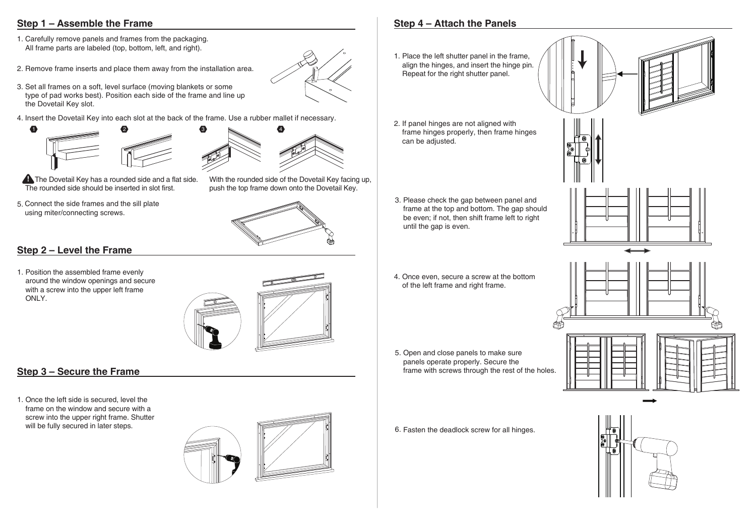## Step 1 – Assemble the Frame

1. Carefully remove panels and frames from the packaging. All frame parts are labeled (top, bottom, left, and right).
2. Remove frame inserts and place them away from the installation area.
3. Set all frames on a soft, level surface (moving blankets or some type of pad works best). Position each side of the frame and line up the Dovetail Key slot.
4. Insert the Dovetail Key into each slot at the back of the frame. Use a rubber mallet if necessary.

1 2 3 4

The Dovetail Key has a rounded side and a flat side. The rounded side should be inserted in slot first.

With the rounded side of the Dovetail Key facing up, push the top frame down onto the Dovetail Key.

5. Connect the side frames and the sill plate using miter/connecting screws.

## Step 2 – Level the Frame

1. Position the assembled frame evenly around the window openings and secure with a screw into the upper left frame ONLY.

## Step 3 – Secure the Frame

1. Once the left side is secured, level the frame on the window and secure with a screw into the upper right frame. Shutter will be fully secured in later steps.

## Step 4 – Attach the Panels

1. Place the left shutter panel in the frame, align the hinges, and insert the hinge pin. Repeat for the right shutter panel.
2. If panel hinges are not aligned with frame hinges properly, then frame hinges can be adjusted.
3. Please check the gap between panel and frame at the top and bottom. The gap should be even; if not, then shift frame left to right until the gap is even.
4. Once even, secure a screw at the bottom of the left frame and right frame.
5. Open and close panels to make sure panels operate properly. Secure the frame with screws through the rest of the holes.
6. Fasten the deadlock screw for all hinges.